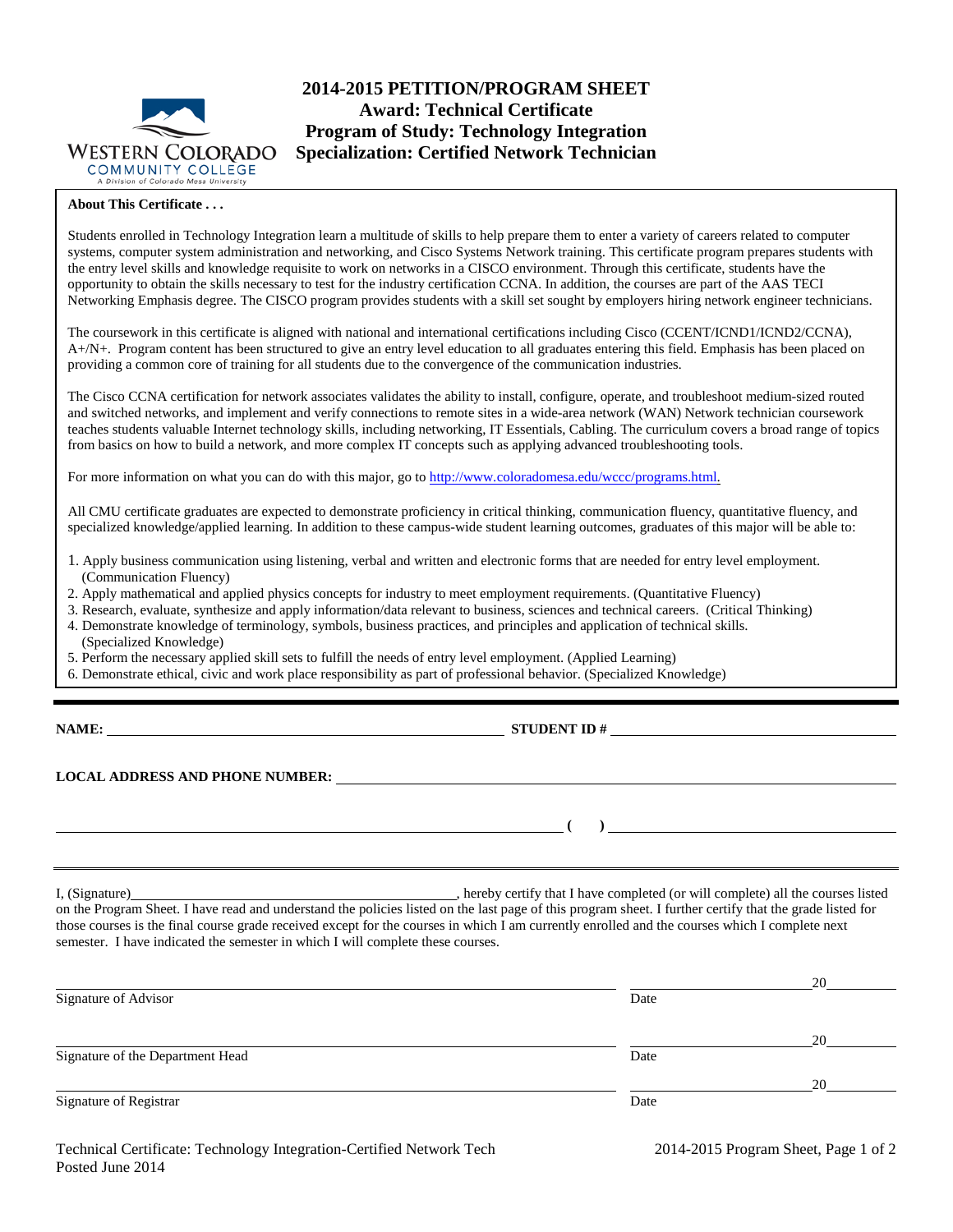# 2014-2015 PETITION/PROGRAM SHEET
## Award: Technical Certificate
## Program of Study: Technology Integration
## Specialization: Certified Network Technician

WESTERN COLORADO COMMUNITY COLLEGE
A Division of Colorado Mesa University

**About This Certificate . . .**

Students enrolled in Technology Integration learn a multitude of skills to help prepare them to enter a variety of careers related to computer systems, computer system administration and networking, and Cisco Systems Network training. This certificate program prepares students with the entry level skills and knowledge requisite to work on networks in a CISCO environment. Through this certificate, students have the opportunity to obtain the skills necessary to test for the industry certification CCNA. In addition, the courses are part of the AAS TECI Networking Emphasis degree. The CISCO program provides students with a skill set sought by employers hiring network engineer technicians.

The coursework in this certificate is aligned with national and international certifications including Cisco (CCENT/ICND1/ICND2/CCNA), A+/N+. Program content has been structured to give an entry level education to all graduates entering this field. Emphasis has been placed on providing a common core of training for all students due to the convergence of the communication industries.

The Cisco CCNA certification for network associates validates the ability to install, configure, operate, and troubleshoot medium-sized routed and switched networks, and implement and verify connections to remote sites in a wide-area network (WAN) Network technician coursework teaches students valuable Internet technology skills, including networking, IT Essentials, Cabling. The curriculum covers a broad range of topics from basics on how to build a network, and more complex IT concepts such as applying advanced troubleshooting tools.

For more information on what you can do with this major, go to http://www.coloradomesa.edu/wccc/programs.html.

All CMU certificate graduates are expected to demonstrate proficiency in critical thinking, communication fluency, quantitative fluency, and specialized knowledge/applied learning. In addition to these campus-wide student learning outcomes, graduates of this major will be able to:

1. Apply business communication using listening, verbal and written and electronic forms that are needed for entry level employment. (Communication Fluency)
2. Apply mathematical and applied physics concepts for industry to meet employment requirements. (Quantitative Fluency)
3. Research, evaluate, synthesize and apply information/data relevant to business, sciences and technical careers. (Critical Thinking)
4. Demonstrate knowledge of terminology, symbols, business practices, and principles and application of technical skills. (Specialized Knowledge)
5. Perform the necessary applied skill sets to fulfill the needs of entry level employment. (Applied Learning)
6. Demonstrate ethical, civic and work place responsibility as part of professional behavior. (Specialized Knowledge)

---

**NAME:** ______________________________ **STUDENT ID #** ______________________________

**LOCAL ADDRESS AND PHONE NUMBER:** ______________________________

______________________________ **( )** ______________________________

---

I, (Signature)______________________________, hereby certify that I have completed (or will complete) all the courses listed on the Program Sheet. I have read and understand the policies listed on the last page of this program sheet. I further certify that the grade listed for those courses is the final course grade received except for the courses in which I am currently enrolled and the courses which I complete next semester. I have indicated the semester in which I will complete these courses.

______________________________ ______________20______
Signature of Advisor Date

______________________________ ______________20______
Signature of the Department Head Date

______________________________ ______________20______
Signature of Registrar Date

Technical Certificate: Technology Integration-Certified Network Tech
Posted June 2014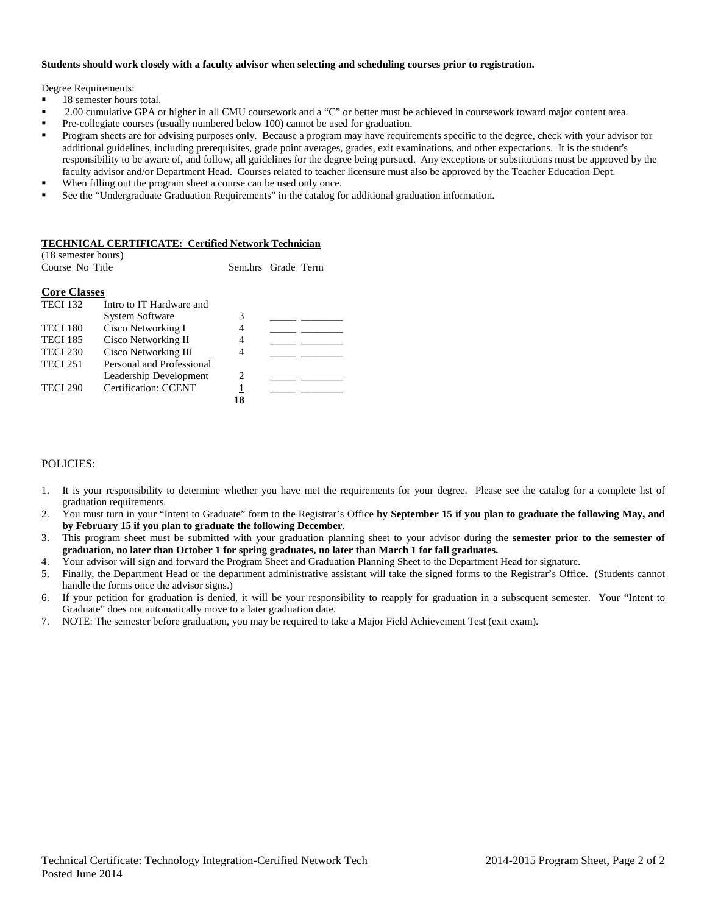**Students should work closely with a faculty advisor when selecting and scheduling courses prior to registration.**

Degree Requirements:

- 18 semester hours total.
- 2.00 cumulative GPA or higher in all CMU coursework and a "C" or better must be achieved in coursework toward major content area.
- Pre-collegiate courses (usually numbered below 100) cannot be used for graduation.
- Program sheets are for advising purposes only. Because a program may have requirements specific to the degree, check with your advisor for additional guidelines, including prerequisites, grade point averages, grades, exit examinations, and other expectations. It is the student's responsibility to be aware of, and follow, all guidelines for the degree being pursued. Any exceptions or substitutions must be approved by the faculty advisor and/or Department Head. Courses related to teacher licensure must also be approved by the Teacher Education Dept.
- When filling out the program sheet a course can be used only once.
- See the "Undergraduate Graduation Requirements" in the catalog for additional graduation information.

**TECHNICAL CERTIFICATE: Certified Network Technician**

(18 semester hours)

**Core Classes**

| Course No | Title | Sem.hrs | Grade | Term |
|---|---|---|---|---|
| TECI 132 | Intro to IT Hardware and System Software | 3 | _____ | ________ |
| TECI 180 | Cisco Networking I | 4 | _____ | ________ |
| TECI 185 | Cisco Networking II | 4 | _____ | ________ |
| TECI 230 | Cisco Networking III | 4 | _____ | ________ |
| TECI 251 | Personal and Professional Leadership Development | 2 | _____ | ________ |
| TECI 290 | Certification: CCENT | 1 | _____ | ________ |
| | | **18** | | |

POLICIES:

1. It is your responsibility to determine whether you have met the requirements for your degree. Please see the catalog for a complete list of graduation requirements.
2. You must turn in your "Intent to Graduate" form to the Registrar's Office **by September 15 if you plan to graduate the following May, and by February 15 if you plan to graduate the following December**.
3. This program sheet must be submitted with your graduation planning sheet to your advisor during the **semester prior to the semester of graduation, no later than October 1 for spring graduates, no later than March 1 for fall graduates.**
4. Your advisor will sign and forward the Program Sheet and Graduation Planning Sheet to the Department Head for signature.
5. Finally, the Department Head or the department administrative assistant will take the signed forms to the Registrar's Office. (Students cannot handle the forms once the advisor signs.)
6. If your petition for graduation is denied, it will be your responsibility to reapply for graduation in a subsequent semester. Your "Intent to Graduate" does not automatically move to a later graduation date.
7. NOTE: The semester before graduation, you may be required to take a Major Field Achievement Test (exit exam).